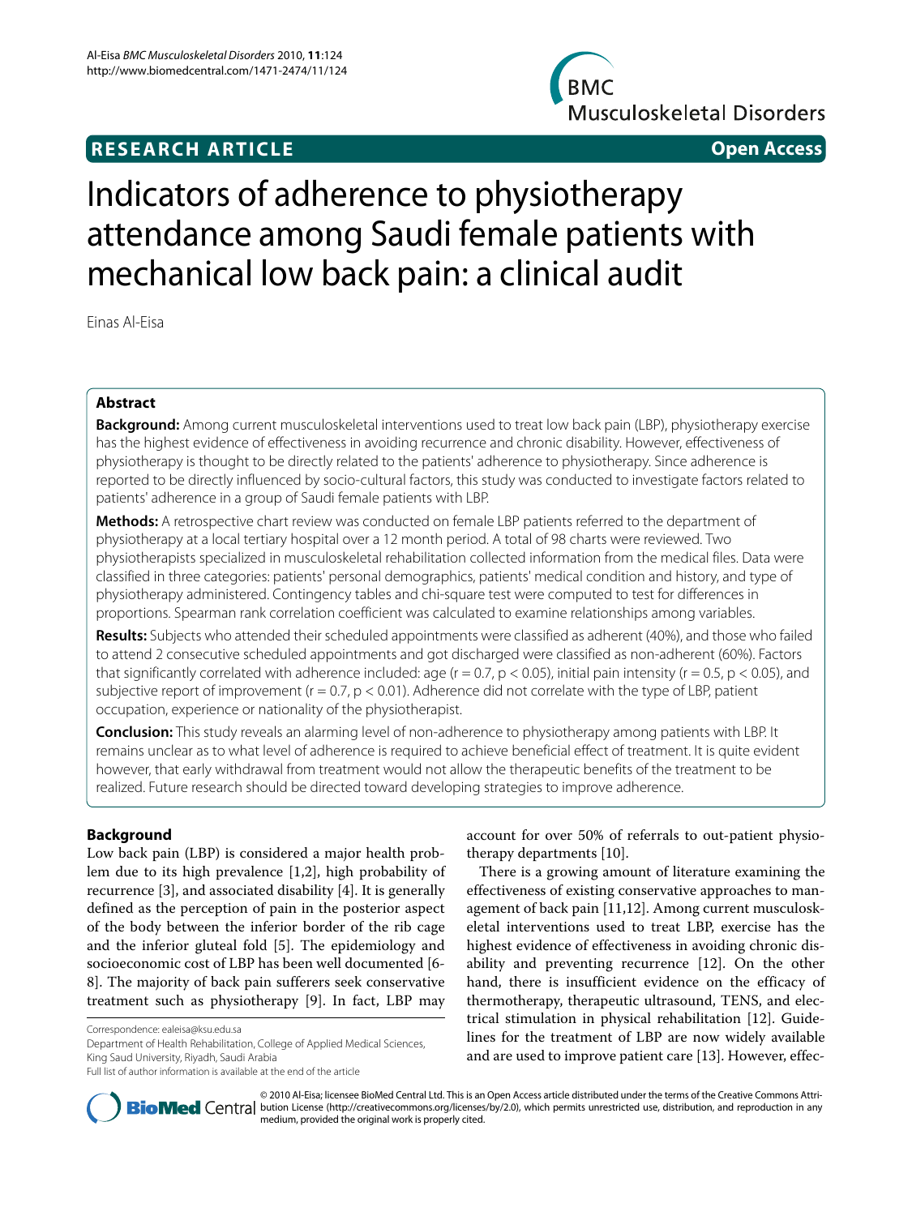**RESEARCH ARTICLE** **Open Access**

# Indicators of adherence to physiotherapy attendance among Saudi female patients with mechanical low back pain: a clinical audit

Einas Al-Eisa

## Abstract

**Background:** Among current musculoskeletal interventions used to treat low back pain (LBP), physiotherapy exercise has the highest evidence of effectiveness in avoiding recurrence and chronic disability. However, effectiveness of physiotherapy is thought to be directly related to the patients' adherence to physiotherapy. Since adherence is reported to be directly influenced by socio-cultural factors, this study was conducted to investigate factors related to patients' adherence in a group of Saudi female patients with LBP.

**Methods:** A retrospective chart review was conducted on female LBP patients referred to the department of physiotherapy at a local tertiary hospital over a 12 month period. A total of 98 charts were reviewed. Two physiotherapists specialized in musculoskeletal rehabilitation collected information from the medical files. Data were classified in three categories: patients' personal demographics, patients' medical condition and history, and type of physiotherapy administered. Contingency tables and chi-square test were computed to test for differences in proportions. Spearman rank correlation coefficient was calculated to examine relationships among variables.

**Results:** Subjects who attended their scheduled appointments were classified as adherent (40%), and those who failed to attend 2 consecutive scheduled appointments and got discharged were classified as non-adherent (60%). Factors that significantly correlated with adherence included: age ($r = 0.7$, $p < 0.05$), initial pain intensity ($r = 0.5$, $p < 0.05$), and subjective report of improvement ($r = 0.7$, $p < 0.01$). Adherence did not correlate with the type of LBP, patient occupation, experience or nationality of the physiotherapist.

**Conclusion:** This study reveals an alarming level of non-adherence to physiotherapy among patients with LBP. It remains unclear as to what level of adherence is required to achieve beneficial effect of treatment. It is quite evident however, that early withdrawal from treatment would not allow the therapeutic benefits of the treatment to be realized. Future research should be directed toward developing strategies to improve adherence.

## Background

Low back pain (LBP) is considered a major health problem due to its high prevalence [1,2], high probability of recurrence [3], and associated disability [4]. It is generally defined as the perception of pain in the posterior aspect of the body between the inferior border of the rib cage and the inferior gluteal fold [5]. The epidemiology and socioeconomic cost of LBP has been well documented [6-8]. The majority of back pain sufferers seek conservative treatment such as physiotherapy [9]. In fact, LBP may account for over 50% of referrals to out-patient physiotherapy departments [10].

There is a growing amount of literature examining the effectiveness of existing conservative approaches to management of back pain [11,12]. Among current musculoskeletal interventions used to treat LBP, exercise has the highest evidence of effectiveness in avoiding chronic disability and preventing recurrence [12]. On the other hand, there is insufficient evidence on the efficacy of thermotherapy, therapeutic ultrasound, TENS, and electrical stimulation in physical rehabilitation [12]. Guidelines for the treatment of LBP are now widely available and are used to improve patient care [13]. However, effec-

Correspondence: ealeisa@ksu.edu.sa

Department of Health Rehabilitation, College of Applied Medical Sciences, King Saud University, Riyadh, Saudi Arabia

Full list of author information is available at the end of the article

© 2010 Al-Eisa; licensee BioMed Central Ltd. This is an Open Access article distributed under the terms of the Creative Commons Attribution License (http://creativecommons.org/licenses/by/2.0), which permits unrestricted use, distribution, and reproduction in any medium, provided the original work is properly cited.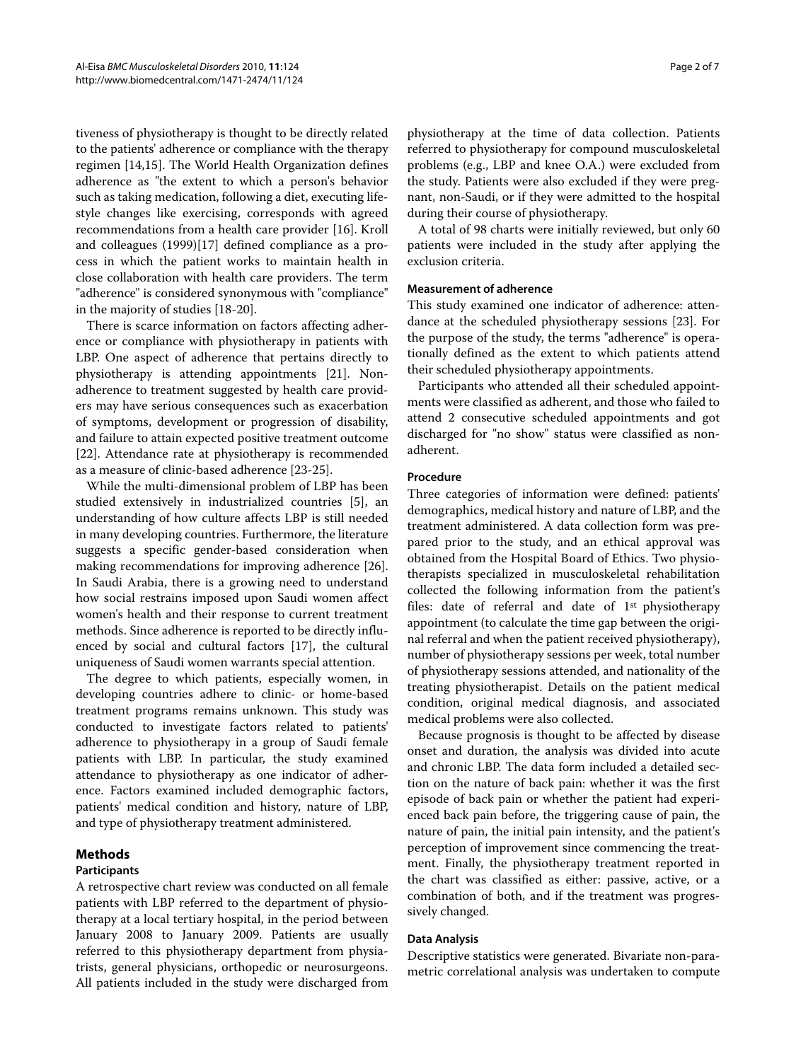tiveness of physiotherapy is thought to be directly related to the patients' adherence or compliance with the therapy regimen [14,15]. The World Health Organization defines adherence as "the extent to which a person's behavior such as taking medication, following a diet, executing lifestyle changes like exercising, corresponds with agreed recommendations from a health care provider [16]. Kroll and colleagues (1999)[17] defined compliance as a process in which the patient works to maintain health in close collaboration with health care providers. The term "adherence" is considered synonymous with "compliance" in the majority of studies [18-20].

There is scarce information on factors affecting adherence or compliance with physiotherapy in patients with LBP. One aspect of adherence that pertains directly to physiotherapy is attending appointments [21]. Non-adherence to treatment suggested by health care providers may have serious consequences such as exacerbation of symptoms, development or progression of disability, and failure to attain expected positive treatment outcome [22]. Attendance rate at physiotherapy is recommended as a measure of clinic-based adherence [23-25].

While the multi-dimensional problem of LBP has been studied extensively in industrialized countries [5], an understanding of how culture affects LBP is still needed in many developing countries. Furthermore, the literature suggests a specific gender-based consideration when making recommendations for improving adherence [26]. In Saudi Arabia, there is a growing need to understand how social restrains imposed upon Saudi women affect women's health and their response to current treatment methods. Since adherence is reported to be directly influenced by social and cultural factors [17], the cultural uniqueness of Saudi women warrants special attention.

The degree to which patients, especially women, in developing countries adhere to clinic- or home-based treatment programs remains unknown. This study was conducted to investigate factors related to patients' adherence to physiotherapy in a group of Saudi female patients with LBP. In particular, the study examined attendance to physiotherapy as one indicator of adherence. Factors examined included demographic factors, patients' medical condition and history, nature of LBP, and type of physiotherapy treatment administered.

## Methods

### Participants

A retrospective chart review was conducted on all female patients with LBP referred to the department of physiotherapy at a local tertiary hospital, in the period between January 2008 to January 2009. Patients are usually referred to this physiotherapy department from physiatrists, general physicians, orthopedic or neurosurgeons. All patients included in the study were discharged from physiotherapy at the time of data collection. Patients referred to physiotherapy for compound musculoskeletal problems (e.g., LBP and knee O.A.) were excluded from the study. Patients were also excluded if they were pregnant, non-Saudi, or if they were admitted to the hospital during their course of physiotherapy.

A total of 98 charts were initially reviewed, but only 60 patients were included in the study after applying the exclusion criteria.

### Measurement of adherence

This study examined one indicator of adherence: attendance at the scheduled physiotherapy sessions [23]. For the purpose of the study, the terms "adherence" is operationally defined as the extent to which patients attend their scheduled physiotherapy appointments.

Participants who attended all their scheduled appointments were classified as adherent, and those who failed to attend 2 consecutive scheduled appointments and got discharged for "no show" status were classified as non-adherent.

### Procedure

Three categories of information were defined: patients' demographics, medical history and nature of LBP, and the treatment administered. A data collection form was prepared prior to the study, and an ethical approval was obtained from the Hospital Board of Ethics. Two physiotherapists specialized in musculoskeletal rehabilitation collected the following information from the patient's files: date of referral and date of 1st physiotherapy appointment (to calculate the time gap between the original referral and when the patient received physiotherapy), number of physiotherapy sessions per week, total number of physiotherapy sessions attended, and nationality of the treating physiotherapist. Details on the patient medical condition, original medical diagnosis, and associated medical problems were also collected.

Because prognosis is thought to be affected by disease onset and duration, the analysis was divided into acute and chronic LBP. The data form included a detailed section on the nature of back pain: whether it was the first episode of back pain or whether the patient had experienced back pain before, the triggering cause of pain, the nature of pain, the initial pain intensity, and the patient's perception of improvement since commencing the treatment. Finally, the physiotherapy treatment reported in the chart was classified as either: passive, active, or a combination of both, and if the treatment was progressively changed.

### Data Analysis

Descriptive statistics were generated. Bivariate non-parametric correlational analysis was undertaken to compute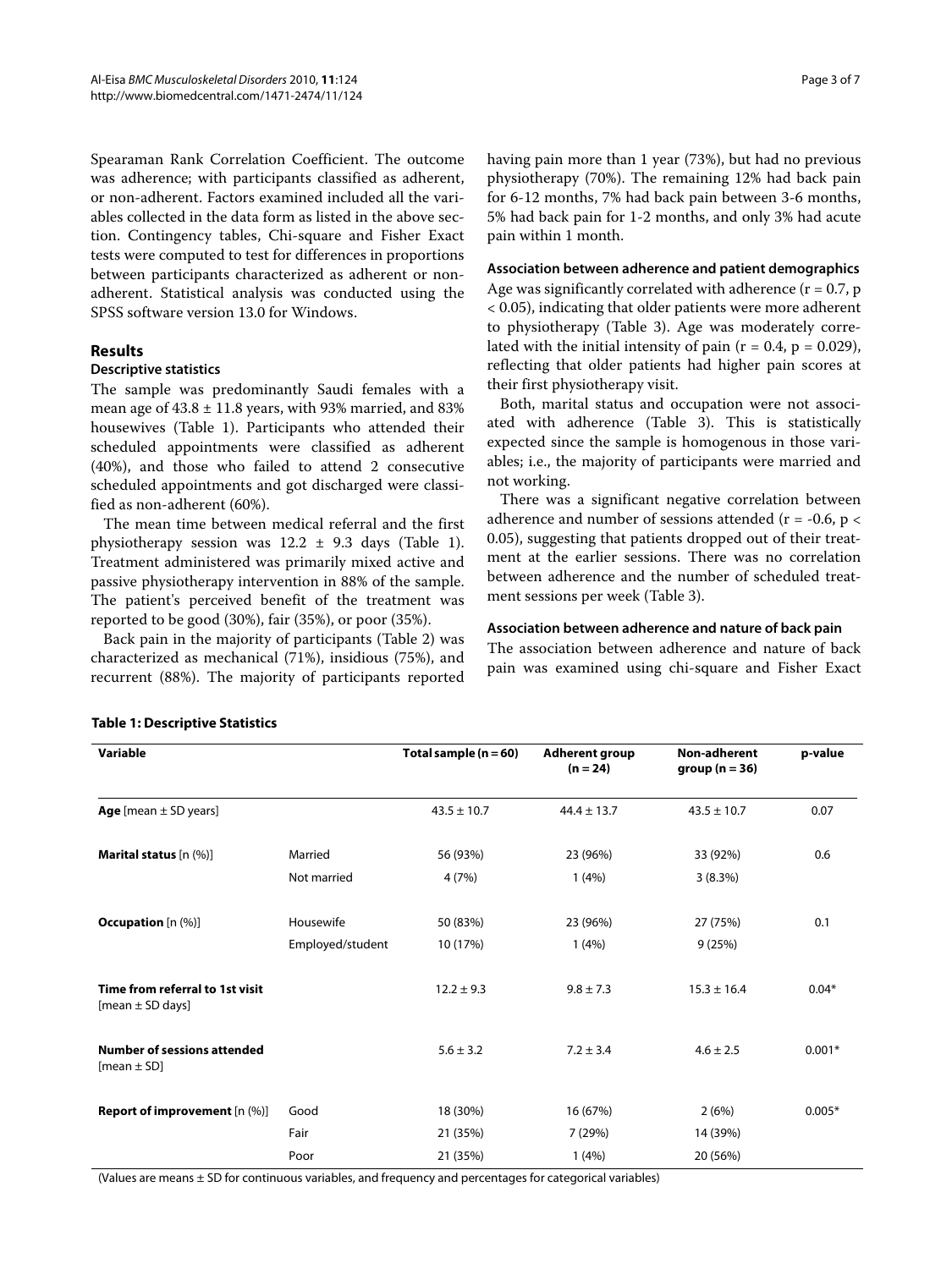Spearaman Rank Correlation Coefficient. The outcome was adherence; with participants classified as adherent, or non-adherent. Factors examined included all the variables collected in the data form as listed in the above section. Contingency tables, Chi-square and Fisher Exact tests were computed to test for differences in proportions between participants characterized as adherent or non-adherent. Statistical analysis was conducted using the SPSS software version 13.0 for Windows.

## Results

### Descriptive statistics

The sample was predominantly Saudi females with a mean age of 43.8 ± 11.8 years, with 93% married, and 83% housewives (Table 1). Participants who attended their scheduled appointments were classified as adherent (40%), and those who failed to attend 2 consecutive scheduled appointments and got discharged were classified as non-adherent (60%).

The mean time between medical referral and the first physiotherapy session was 12.2 ± 9.3 days (Table 1). Treatment administered was primarily mixed active and passive physiotherapy intervention in 88% of the sample. The patient's perceived benefit of the treatment was reported to be good (30%), fair (35%), or poor (35%).

Back pain in the majority of participants (Table 2) was characterized as mechanical (71%), insidious (75%), and recurrent (88%). The majority of participants reported having pain more than 1 year (73%), but had no previous physiotherapy (70%). The remaining 12% had back pain for 6-12 months, 7% had back pain between 3-6 months, 5% had back pain for 1-2 months, and only 3% had acute pain within 1 month.

### Association between adherence and patient demographics

Age was significantly correlated with adherence ($r = 0.7$, $p < 0.05$), indicating that older patients were more adherent to physiotherapy (Table 3). Age was moderately correlated with the initial intensity of pain ($r = 0.4$, $p = 0.029$), reflecting that older patients had higher pain scores at their first physiotherapy visit.

Both, marital status and occupation were not associated with adherence (Table 3). This is statistically expected since the sample is homogenous in those variables; i.e., the majority of participants were married and not working.

There was a significant negative correlation between adherence and number of sessions attended ($r = -0.6$, $p < 0.05$), suggesting that patients dropped out of their treatment at the earlier sessions. There was no correlation between adherence and the number of scheduled treatment sessions per week (Table 3).

### Association between adherence and nature of back pain

The association between adherence and nature of back pain was examined using chi-square and Fisher Exact

**Table 1: Descriptive Statistics**

| Variable | | Total sample (n = 60) | Adherent group (n = 24) | Non-adherent group (n = 36) | p-value |
|---|---|---|---|---|---|
| **Age** [mean ± SD years] | | 43.5 ± 10.7 | 44.4 ± 13.7 | 43.5 ± 10.7 | 0.07 |
| **Marital status** [n (%)] | Married | 56 (93%) | 23 (96%) | 33 (92%) | 0.6 |
| | Not married | 4 (7%) | 1 (4%) | 3 (8.3%) | |
| **Occupation** [n (%)] | Housewife | 50 (83%) | 23 (96%) | 27 (75%) | 0.1 |
| | Employed/student | 10 (17%) | 1 (4%) | 9 (25%) | |
| **Time from referral to 1st visit** [mean ± SD days] | | 12.2 ± 9.3 | 9.8 ± 7.3 | 15.3 ± 16.4 | 0.04* |
| **Number of sessions attended** [mean ± SD] | | 5.6 ± 3.2 | 7.2 ± 3.4 | 4.6 ± 2.5 | 0.001* |
| **Report of improvement** [n (%)] | Good | 18 (30%) | 16 (67%) | 2 (6%) | 0.005* |
| | Fair | 21 (35%) | 7 (29%) | 14 (39%) | |
| | Poor | 21 (35%) | 1 (4%) | 20 (56%) | |

(Values are means ± SD for continuous variables, and frequency and percentages for categorical variables)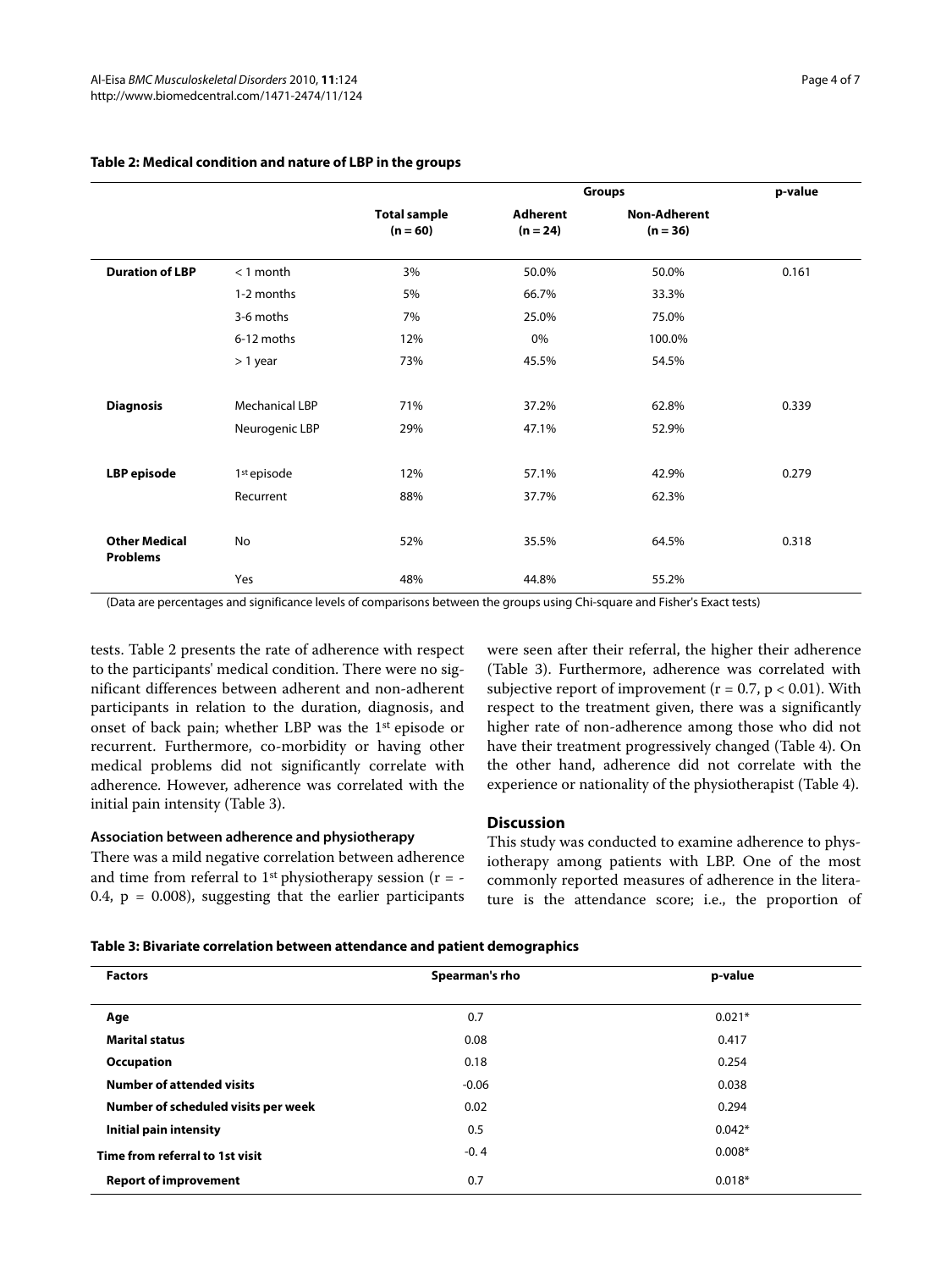**Table 2: Medical condition and nature of LBP in the groups**

| | | Total sample (n = 60) | Groups | | p-value |
|---|---|---|---|---|---|
| | | | Adherent (n = 24) | Non-Adherent (n = 36) | |
| **Duration of LBP** | < 1 month | 3% | 50.0% | 50.0% | 0.161 |
| | 1-2 months | 5% | 66.7% | 33.3% | |
| | 3-6 moths | 7% | 25.0% | 75.0% | |
| | 6-12 moths | 12% | 0% | 100.0% | |
| | > 1 year | 73% | 45.5% | 54.5% | |
| **Diagnosis** | Mechanical LBP | 71% | 37.2% | 62.8% | 0.339 |
| | Neurogenic LBP | 29% | 47.1% | 52.9% | |
| **LBP episode** | 1st episode | 12% | 57.1% | 42.9% | 0.279 |
| | Recurrent | 88% | 37.7% | 62.3% | |
| **Other Medical Problems** | No | 52% | 35.5% | 64.5% | 0.318 |
| | Yes | 48% | 44.8% | 55.2% | |

(Data are percentages and significance levels of comparisons between the groups using Chi-square and Fisher's Exact tests)

tests. Table 2 presents the rate of adherence with respect to the participants' medical condition. There were no significant differences between adherent and non-adherent participants in relation to the duration, diagnosis, and onset of back pain; whether LBP was the 1st episode or recurrent. Furthermore, co-morbidity or having other medical problems did not significantly correlate with adherence. However, adherence was correlated with the initial pain intensity (Table 3).

### Association between adherence and physiotherapy

There was a mild negative correlation between adherence and time from referral to 1st physiotherapy session ($r = -0.4$, $p = 0.008$), suggesting that the earlier participants were seen after their referral, the higher their adherence (Table 3). Furthermore, adherence was correlated with subjective report of improvement ($r = 0.7$, $p < 0.01$). With respect to the treatment given, there was a significantly higher rate of non-adherence among those who did not have their treatment progressively changed (Table 4). On the other hand, adherence did not correlate with the experience or nationality of the physiotherapist (Table 4).

## Discussion

This study was conducted to examine adherence to physiotherapy among patients with LBP. One of the most commonly reported measures of adherence in the literature is the attendance score; i.e., the proportion of

**Table 3: Bivariate correlation between attendance and patient demographics**

| Factors | Spearman's rho | p-value |
|---|---|---|
| **Age** | 0.7 | 0.021* |
| **Marital status** | 0.08 | 0.417 |
| **Occupation** | 0.18 | 0.254 |
| **Number of attended visits** | -0.06 | 0.038 |
| **Number of scheduled visits per week** | 0.02 | 0.294 |
| **Initial pain intensity** | 0.5 | 0.042* |
| **Time from referral to 1st visit** | -0. 4 | 0.008* |
| **Report of improvement** | 0.7 | 0.018* |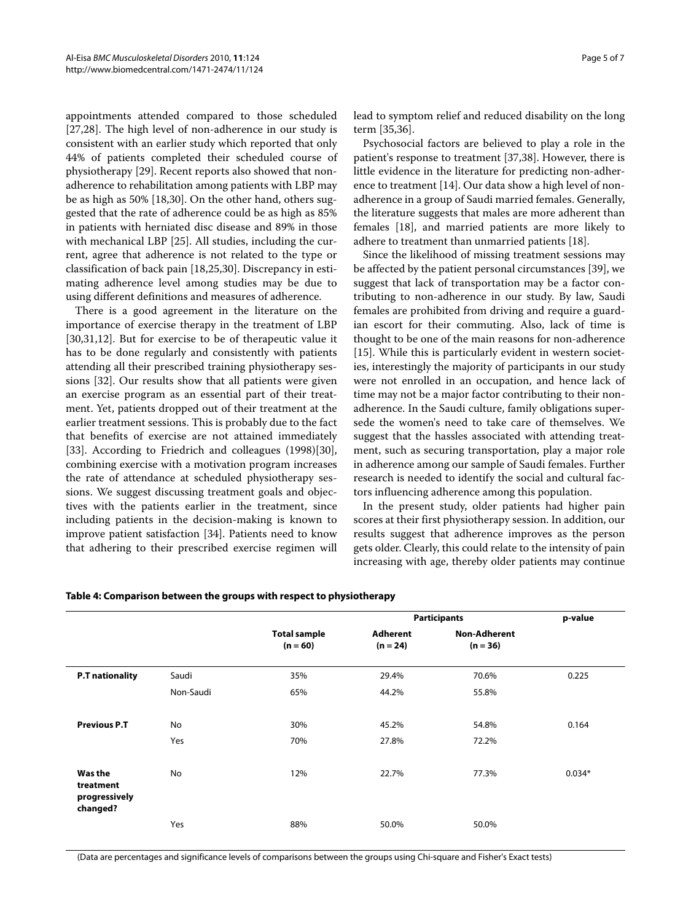appointments attended compared to those scheduled [27,28]. The high level of non-adherence in our study is consistent with an earlier study which reported that only 44% of patients completed their scheduled course of physiotherapy [29]. Recent reports also showed that non-adherence to rehabilitation among patients with LBP may be as high as 50% [18,30]. On the other hand, others suggested that the rate of adherence could be as high as 85% in patients with herniated disc disease and 89% in those with mechanical LBP [25]. All studies, including the current, agree that adherence is not related to the type or classification of back pain [18,25,30]. Discrepancy in estimating adherence level among studies may be due to using different definitions and measures of adherence.

There is a good agreement in the literature on the importance of exercise therapy in the treatment of LBP [30,31,12]. But for exercise to be of therapeutic value it has to be done regularly and consistently with patients attending all their prescribed training physiotherapy sessions [32]. Our results show that all patients were given an exercise program as an essential part of their treatment. Yet, patients dropped out of their treatment at the earlier treatment sessions. This is probably due to the fact that benefits of exercise are not attained immediately [33]. According to Friedrich and colleagues (1998)[30], combining exercise with a motivation program increases the rate of attendance at scheduled physiotherapy sessions. We suggest discussing treatment goals and objectives with the patients earlier in the treatment, since including patients in the decision-making is known to improve patient satisfaction [34]. Patients need to know that adhering to their prescribed exercise regimen will lead to symptom relief and reduced disability on the long term [35,36].

Psychosocial factors are believed to play a role in the patient's response to treatment [37,38]. However, there is little evidence in the literature for predicting non-adherence to treatment [14]. Our data show a high level of non-adherence in a group of Saudi married females. Generally, the literature suggests that males are more adherent than females [18], and married patients are more likely to adhere to treatment than unmarried patients [18].

Since the likelihood of missing treatment sessions may be affected by the patient personal circumstances [39], we suggest that lack of transportation may be a factor contributing to non-adherence in our study. By law, Saudi females are prohibited from driving and require a guardian escort for their commuting. Also, lack of time is thought to be one of the main reasons for non-adherence [15]. While this is particularly evident in western societies, interestingly the majority of participants in our study were not enrolled in an occupation, and hence lack of time may not be a major factor contributing to their non-adherence. In the Saudi culture, family obligations supersede the women's need to take care of themselves. We suggest that the hassles associated with attending treatment, such as securing transportation, play a major role in adherence among our sample of Saudi females. Further research is needed to identify the social and cultural factors influencing adherence among this population.

In the present study, older patients had higher pain scores at their first physiotherapy session. In addition, our results suggest that adherence improves as the person gets older. Clearly, this could relate to the intensity of pain increasing with age, thereby older patients may continue

**Table 4: Comparison between the groups with respect to physiotherapy**

| | | Total sample (n = 60) | Participants | | p-value |
|---|---|---|---|---|---|
| | | | Adherent (n = 24) | Non-Adherent (n = 36) | |
| **P.T nationality** | Saudi | 35% | 29.4% | 70.6% | 0.225 |
| | Non-Saudi | 65% | 44.2% | 55.8% | |
| **Previous P.T** | No | 30% | 45.2% | 54.8% | 0.164 |
| | Yes | 70% | 27.8% | 72.2% | |
| **Was the treatment progressively changed?** | No | 12% | 22.7% | 77.3% | 0.034* |
| | Yes | 88% | 50.0% | 50.0% | |

(Data are percentages and significance levels of comparisons between the groups using Chi-square and Fisher's Exact tests)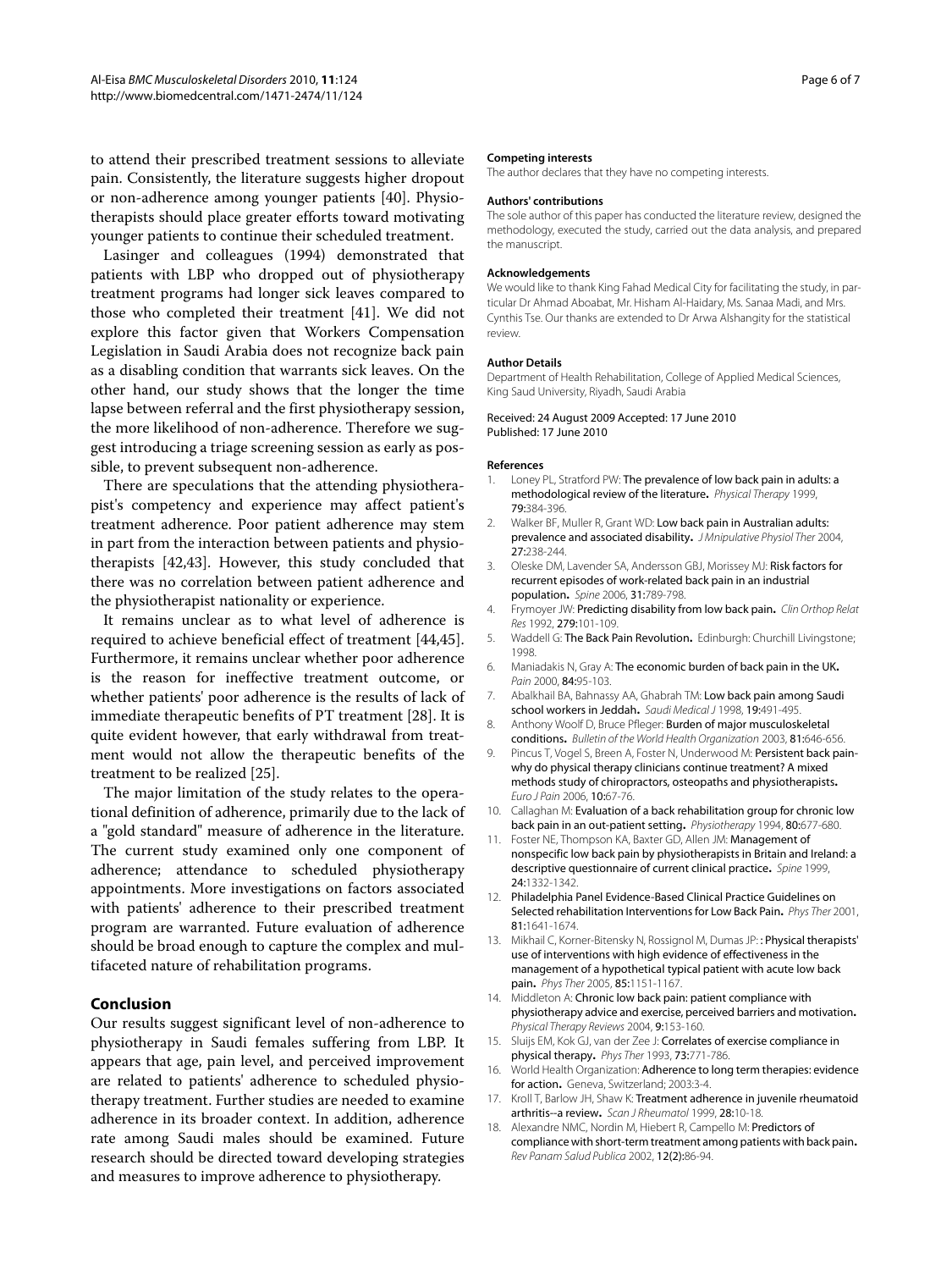to attend their prescribed treatment sessions to alleviate pain. Consistently, the literature suggests higher dropout or non-adherence among younger patients [40]. Physiotherapists should place greater efforts toward motivating younger patients to continue their scheduled treatment.

Lasinger and colleagues (1994) demonstrated that patients with LBP who dropped out of physiotherapy treatment programs had longer sick leaves compared to those who completed their treatment [41]. We did not explore this factor given that Workers Compensation Legislation in Saudi Arabia does not recognize back pain as a disabling condition that warrants sick leaves. On the other hand, our study shows that the longer the time lapse between referral and the first physiotherapy session, the more likelihood of non-adherence. Therefore we suggest introducing a triage screening session as early as possible, to prevent subsequent non-adherence.

There are speculations that the attending physiotherapist's competency and experience may affect patient's treatment adherence. Poor patient adherence may stem in part from the interaction between patients and physiotherapists [42,43]. However, this study concluded that there was no correlation between patient adherence and the physiotherapist nationality or experience.

It remains unclear as to what level of adherence is required to achieve beneficial effect of treatment [44,45]. Furthermore, it remains unclear whether poor adherence is the reason for ineffective treatment outcome, or whether patients' poor adherence is the results of lack of immediate therapeutic benefits of PT treatment [28]. It is quite evident however, that early withdrawal from treatment would not allow the therapeutic benefits of the treatment to be realized [25].

The major limitation of the study relates to the operational definition of adherence, primarily due to the lack of a "gold standard" measure of adherence in the literature. The current study examined only one component of adherence; attendance to scheduled physiotherapy appointments. More investigations on factors associated with patients' adherence to their prescribed treatment program are warranted. Future evaluation of adherence should be broad enough to capture the complex and multifaceted nature of rehabilitation programs.

## Conclusion

Our results suggest significant level of non-adherence to physiotherapy in Saudi females suffering from LBP. It appears that age, pain level, and perceived improvement are related to patients' adherence to scheduled physiotherapy treatment. Further studies are needed to examine adherence in its broader context. In addition, adherence rate among Saudi males should be examined. Future research should be directed toward developing strategies and measures to improve adherence to physiotherapy.

#### Competing interests

The author declares that they have no competing interests.

#### Authors' contributions

The sole author of this paper has conducted the literature review, designed the methodology, executed the study, carried out the data analysis, and prepared the manuscript.

#### Acknowledgements

We would like to thank King Fahad Medical City for facilitating the study, in particular Dr Ahmad Aboabat, Mr. Hisham Al-Haidary, Ms. Sanaa Madi, and Mrs. Cynthis Tse. Our thanks are extended to Dr Arwa Alshangity for the statistical review.

#### Author Details

Department of Health Rehabilitation, College of Applied Medical Sciences, King Saud University, Riyadh, Saudi Arabia

Received: 24 August 2009 Accepted: 17 June 2010
Published: 17 June 2010

#### References

1. Loney PL, Stratford PW: **The prevalence of low back pain in adults: a methodological review of the literature.** *Physical Therapy* 1999, **79:**384-396.
2. Walker BF, Muller R, Grant WD: **Low back pain in Australian adults: prevalence and associated disability.** *J Mnipulative Physiol Ther* 2004, **27:**238-244.
3. Oleske DM, Lavender SA, Andersson GBJ, Morissey MJ: **Risk factors for recurrent episodes of work-related back pain in an industrial population.** *Spine* 2006, **31:**789-798.
4. Frymoyer JW: **Predicting disability from low back pain.** *Clin Orthop Relat Res* 1992, **279:**101-109.
5. Waddell G: **The Back Pain Revolution.** Edinburgh: Churchill Livingstone; 1998.
6. Maniadakis N, Gray A: **The economic burden of back pain in the UK.** *Pain* 2000, **84:**95-103.
7. Abalkhail BA, Bahnassy AA, Ghabrah TM: **Low back pain among Saudi school workers in Jeddah.** *Saudi Medical J* 1998, **19:**491-495.
8. Anthony Woolf D, Bruce Pfleger: **Burden of major musculoskeletal conditions.** *Bulletin of the World Health Organization* 2003, **81:**646-656.
9. Pincus T, Vogel S, Breen A, Foster N, Underwood M: **Persistent back pain-why do physical therapy clinicians continue treatment? A mixed methods study of chiropractors, osteopaths and physiotherapists.** *Euro J Pain* 2006, **10:**67-76.
10. Callaghan M: **Evaluation of a back rehabilitation group for chronic low back pain in an out-patient setting.** *Physiotherapy* 1994, **80:**677-680.
11. Foster NE, Thompson KA, Baxter GD, Allen JM: **Management of nonspecific low back pain by physiotherapists in Britain and Ireland: a descriptive questionnaire of current clinical practice.** *Spine* 1999, **24:**1332-1342.
12. **Philadelphia Panel Evidence-Based Clinical Practice Guidelines on Selected rehabilitation Interventions for Low Back Pain.** *Phys Ther* 2001, **81:**1641-1674.
13. Mikhail C, Korner-Bitensky N, Rossignol M, Dumas JP: **: Physical therapists' use of interventions with high evidence of effectiveness in the management of a hypothetical typical patient with acute low back pain.** *Phys Ther* 2005, **85:**1151-1167.
14. Middleton A: **Chronic low back pain: patient compliance with physiotherapy advice and exercise, perceived barriers and motivation.** *Physical Therapy Reviews* 2004, **9:**153-160.
15. Sluijs EM, Kok GJ, van der Zee J: **Correlates of exercise compliance in physical therapy.** *Phys Ther* 1993, **73:**771-786.
16. World Health Organization: **Adherence to long term therapies: evidence for action.** Geneva, Switzerland; 2003:3-4.
17. Kroll T, Barlow JH, Shaw K: **Treatment adherence in juvenile rheumatoid arthritis--a review.** *Scan J Rheumatol* 1999, **28:**10-18.
18. Alexandre NMC, Nordin M, Hiebert R, Campello M: **Predictors of compliance with short-term treatment among patients with back pain.** *Rev Panam Salud Publica* 2002, **12(2):**86-94.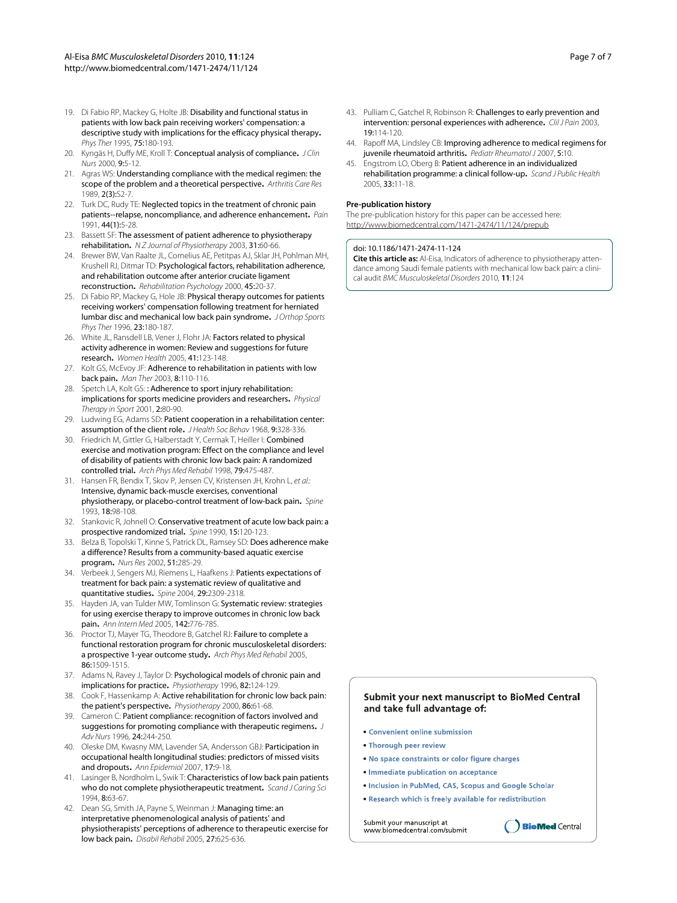19. Di Fabio RP, Mackey G, Holte JB: **Disability and functional status in patients with low back pain receiving workers' compensation: a descriptive study with implications for the efficacy physical therapy.** *Phys Ther* 1995, **75**:180-193.
20. Kyngäs H, Duffy ME, Kroll T: **Conceptual analysis of compliance.** *J Clin Nurs* 2000, **9**:5-12.
21. Agras WS: **Understanding compliance with the medical regimen: the scope of the problem and a theoretical perspective.** *Arthritis Care Res* 1989, **2(3)**:S2-7.
22. Turk DC, Rudy TE: **Neglected topics in the treatment of chronic pain patients--relapse, noncompliance, and adherence enhancement.** *Pain* 1991, **44(1)**:5-28.
23. Bassett SF: **The assessment of patient adherence to physiotherapy rehabilitation.** *N Z Journal of Physiotherapy* 2003, **31**:60-66.
24. Brewer BW, Van Raalte JL, Cornelius AE, Petitpas AJ, Sklar JH, Pohlman MH, Krushell RJ, Ditmar TD: **Psychological factors, rehabilitation adherence, and rehabilitation outcome after anterior cruciate ligament reconstruction.** *Rehabilitation Psychology* 2000, **45**:20-37.
25. Di Fabio RP, Mackey G, Hole JB: **Physical therapy outcomes for patients receiving workers' compensation following treatment for herniated lumbar disc and mechanical low back pain syndrome.** *J Orthop Sports Phys Ther* 1996, **23**:180-187.
26. White JL, Ransdell LB, Vener J, Flohr JA: **Factors related to physical activity adherence in women: Review and suggestions for future research.** *Women Health* 2005, **41**:123-148.
27. Kolt GS, McEvoy JF: **Adherence to rehabilitation in patients with low back pain.** *Man Ther* 2003, **8**:110-116.
28. Spetch LA, Kolt GS: **: Adherence to sport injury rehabilitation: implications for sports medicine providers and researchers.** *Physical Therapy in Sport* 2001, **2**:80-90.
29. Ludwing EG, Adams SD: **Patient cooperation in a rehabilitation center: assumption of the client role.** *J Health Soc Behav* 1968, **9**:328-336.
30. Friedrich M, Gittler G, Halberstadt Y, Cermak T, Heiller I: **Combined exercise and motivation program: Effect on the compliance and level of disability of patients with chronic low back pain: A randomized controlled trial.** *Arch Phys Med Rehabil* 1998, **79**:475-487.
31. Hansen FR, Bendix T, Skov P, Jensen CV, Kristensen JH, Krohn L, *et al.*: **Intensive, dynamic back-muscle exercises, conventional physiotherapy, or placebo-control treatment of low-back pain.** *Spine* 1993, **18**:98-108.
32. Stankovic R, Johnell O: **Conservative treatment of acute low back pain: a prospective randomized trial.** *Spine* 1990, **15**:120-123.
33. Belza B, Topolski T, Kinne S, Patrick DL, Ramsey SD: **Does adherence make a difference? Results from a community-based aquatic exercise program.** *Nurs Res* 2002, **51**:285-29.
34. Verbeek J, Sengers MJ, Riemens L, Haafkens J: **Patients expectations of treatment for back pain: a systematic review of qualitative and quantitative studies.** *Spine* 2004, **29**:2309-2318.
35. Hayden JA, van Tulder MW, Tomlinson G: **Systematic review: strategies for using exercise therapy to improve outcomes in chronic low back pain.** *Ann Intern Med* 2005, **142**:776-785.
36. Proctor TJ, Mayer TG, Theodore B, Gatchel RJ: **Failure to complete a functional restoration program for chronic musculoskeletal disorders: a prospective 1-year outcome study.** *Arch Phys Med Rehabil* 2005, **86**:1509-1515.
37. Adams N, Ravey J, Taylor D: **Psychological models of chronic pain and implications for practice.** *Physiotherapy* 1996, **82**:124-129.
38. Cook F, Hassenkamp A: **Active rehabilitation for chronic low back pain: the patient's perspective.** *Physiotherapy* 2000, **86**:61-68.
39. Cameron C: **Patient compliance: recognition of factors involved and suggestions for promoting compliance with therapeutic regimens.** *J Adv Nurs* 1996, **24**:244-250.
40. Oleske DM, Kwasny MM, Lavender SA, Andersson GBJ: **Participation in occupational health longitudinal studies: predictors of missed visits and dropouts.** *Ann Epidemiol* 2007, **17**:9-18.
41. Lasinger B, Nordholm L, Swik T: **Characteristics of low back pain patients who do not complete physiotherapeutic treatment.** *Scand J Caring Sci* 1994, **8**:63-67.
42. Dean SG, Smith JA, Payne S, Weinman J: **Managing time: an interpretative phenomenological analysis of patients' and physiotherapists' perceptions of adherence to therapeutic exercise for low back pain.** *Disabil Rehabil* 2005, **27**:625-636.
43. Pulliam C, Gatchel R, Robinson R: **Challenges to early prevention and intervention: personal experiences with adherence.** *Clil J Pain* 2003, **19**:114-120.
44. Rapoff MA, Lindsley CB: **Improving adherence to medical regimens for juvenile rheumatoid arthritis.** *Pediatr Rheumatol J* 2007, **5**:10.
45. Engstrom LO, Oberg B: **Patient adherence in an individualized rehabilitation programme: a clinical follow-up.** *Scand J Public Health* 2005, **33**:11-18.

### Pre-publication history

The pre-publication history for this paper can be accessed here:
http://www.biomedcentral.com/1471-2474/11/124/prepub

doi: 10.1186/1471-2474-11-124

**Cite this article as:** Al-Eisa, Indicators of adherence to physiotherapy attendance among Saudi female patients with mechanical low back pain: a clinical audit *BMC Musculoskeletal Disorders* 2010, **11**:124

**Submit your next manuscript to BioMed Central and take full advantage of:**

- Convenient online submission
- Thorough peer review
- No space constraints or color figure charges
- Immediate publication on acceptance
- Inclusion in PubMed, CAS, Scopus and Google Scholar
- Research which is freely available for redistribution

Submit your manuscript at www.biomedcentral.com/submit

BioMed Central